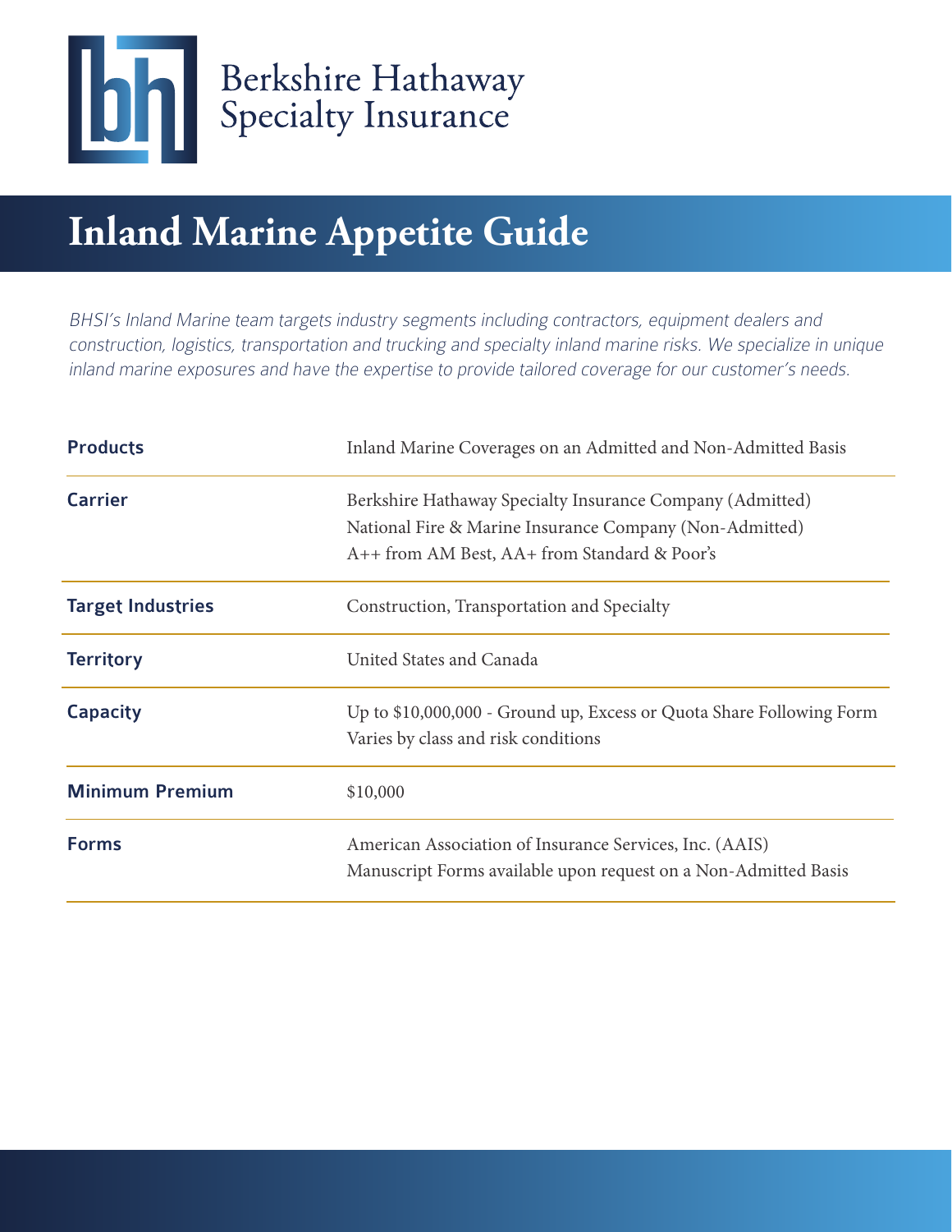Berkshire Hathaway Specialty Insurance

# Inland Marine Appetite Guide

*BHSI's Inland Marine team targets industry segments including contractors, equipment dealers and construction, logistics, transportation and trucking and specialty inland marine risks. We specialize in unique inland marine exposures and have the expertise to provide tailored coverage for our customer's needs.*

| | |
|---|---|
| **Products** | Inland Marine Coverages on an Admitted and Non-Admitted Basis |
| **Carrier** | Berkshire Hathaway Specialty Insurance Company (Admitted)<br>National Fire & Marine Insurance Company (Non-Admitted)<br>A++ from AM Best, AA+ from Standard & Poor's |
| **Target Industries** | Construction, Transportation and Specialty |
| **Territory** | United States and Canada |
| **Capacity** | Up to $10,000,000 - Ground up, Excess or Quota Share Following Form<br>Varies by class and risk conditions |
| **Minimum Premium** | $10,000 |
| **Forms** | American Association of Insurance Services, Inc. (AAIS)<br>Manuscript Forms available upon request on a Non-Admitted Basis |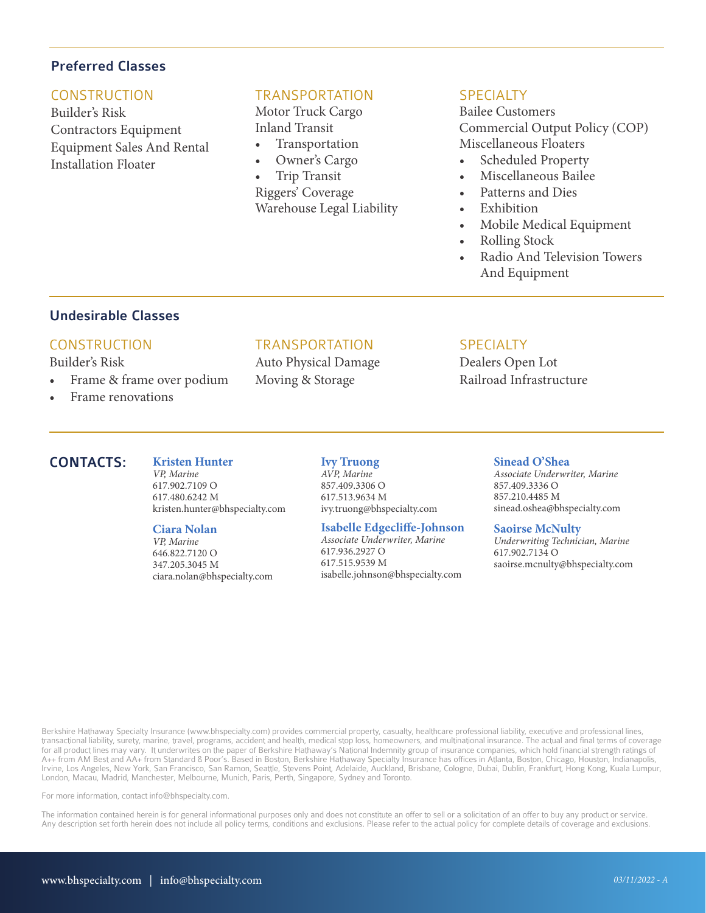## Preferred Classes

### CONSTRUCTION

Builder's Risk
Contractors Equipment
Equipment Sales And Rental
Installation Floater

### TRANSPORTATION

Motor Truck Cargo
Inland Transit

- Transportation
- Owner's Cargo
- Trip Transit

Riggers' Coverage
Warehouse Legal Liability

### SPECIALTY

Bailee Customers
Commercial Output Policy (COP)
Miscellaneous Floaters

- Scheduled Property
- Miscellaneous Bailee
- Patterns and Dies
- Exhibition
- Mobile Medical Equipment
- Rolling Stock
- Radio And Television Towers And Equipment

## Undesirable Classes

### CONSTRUCTION

Builder's Risk

- Frame & frame over podium
- Frame renovations

### TRANSPORTATION

Auto Physical Damage
Moving & Storage

### SPECIALTY

Dealers Open Lot
Railroad Infrastructure

## CONTACTS:

**Kristen Hunter**
*VP, Marine*
617.902.7109 O
617.480.6242 M
kristen.hunter@bhspecialty.com

**Ciara Nolan**
*VP, Marine*
646.822.7120 O
347.205.3045 M
ciara.nolan@bhspecialty.com

**Ivy Truong**
*AVP, Marine*
857.409.3306 O
617.513.9634 M
ivy.truong@bhspecialty.com

**Isabelle Edgecliffe-Johnson**
*Associate Underwriter, Marine*
617.936.2927 O
617.515.9539 M
isabelle.johnson@bhspecialty.com

**Sinead O'Shea**
*Associate Underwriter, Marine*
857.409.3336 O
857.210.4485 M
sinead.oshea@bhspecialty.com

**Saoirse McNulty**
*Underwriting Technician, Marine*
617.902.7134 O
saoirse.mcnulty@bhspecialty.com

Berkshire Hathaway Specialty Insurance (www.bhspecialty.com) provides commercial property, casualty, healthcare professional liability, executive and professional lines, transactional liability, surety, marine, travel, programs, accident and health, medical stop loss, homeowners, and multinational insurance. The actual and final terms of coverage for all product lines may vary. It underwrites on the paper of Berkshire Hathaway's National Indemnity group of insurance companies, which hold financial strength ratings of A++ from AM Best and AA+ from Standard & Poor's. Based in Boston, Berkshire Hathaway Specialty Insurance has offices in Atlanta, Boston, Chicago, Houston, Indianapolis, Irvine, Los Angeles, New York, San Francisco, San Ramon, Seattle, Stevens Point, Adelaide, Auckland, Brisbane, Cologne, Dubai, Dublin, Frankfurt, Hong Kong, Kuala Lumpur, London, Macau, Madrid, Manchester, Melbourne, Munich, Paris, Perth, Singapore, Sydney and Toronto.

For more information, contact info@bhspecialty.com.

The information contained herein is for general informational purposes only and does not constitute an offer to sell or a solicitation of an offer to buy any product or service. Any description set forth herein does not include all policy terms, conditions and exclusions. Please refer to the actual policy for complete details of coverage and exclusions.

www.bhspecialty.com | info@bhspecialty.com

*03/11/2022 - A*